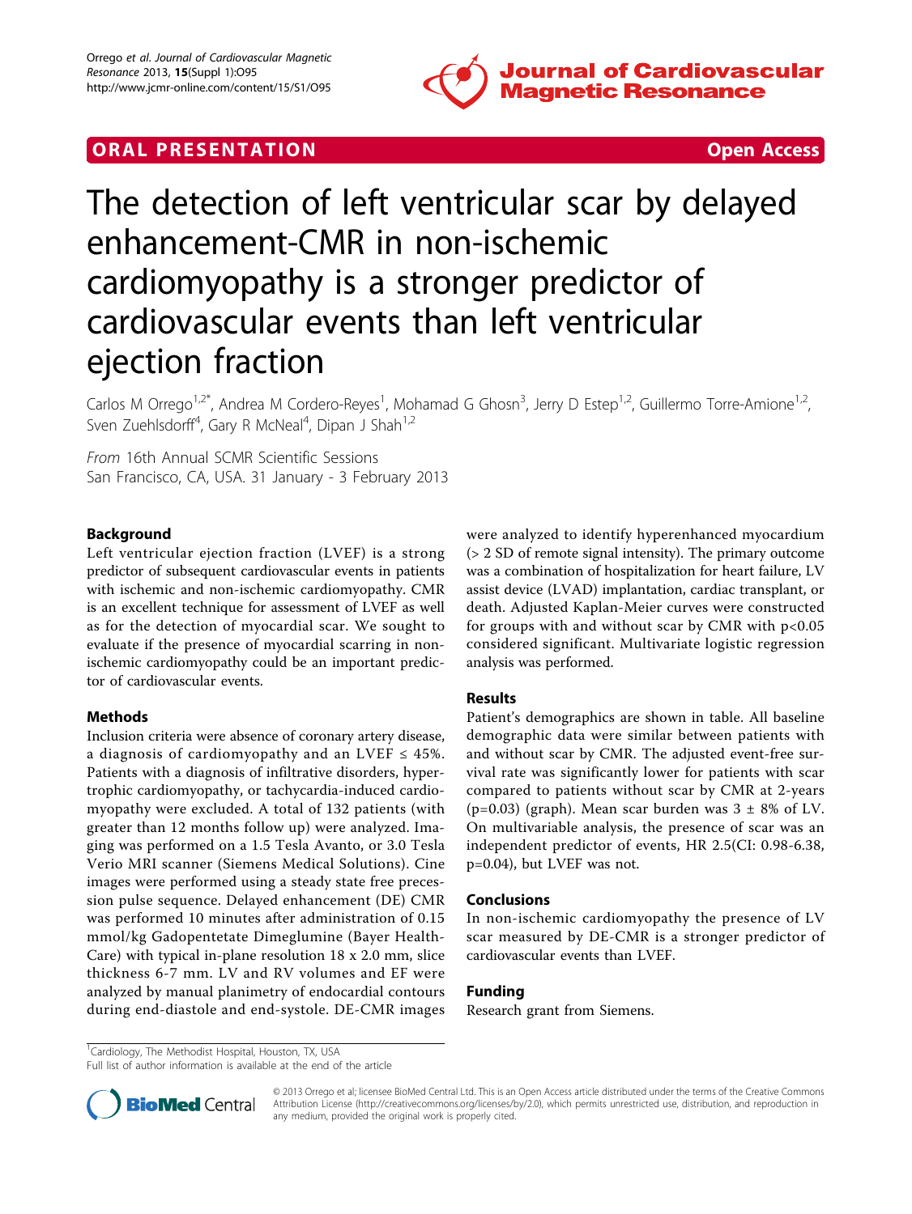ORAL PRESENTATION Open Access

# The detection of left ventricular scar by delayed enhancement-CMR in non-ischemic cardiomyopathy is a stronger predictor of cardiovascular events than left ventricular ejection fraction

Carlos M Orrego[1,2*], Andrea M Cordero-Reyes[1], Mohamad G Ghosn[3], Jerry D Estep[1,2], Guillermo Torre-Amione[1,2], Sven Zuehlsdorff[4], Gary R McNeal[4], Dipan J Shah[1,2]

*From* 16th Annual SCMR Scientific Sessions
San Francisco, CA, USA. 31 January - 3 February 2013

## Background

Left ventricular ejection fraction (LVEF) is a strong predictor of subsequent cardiovascular events in patients with ischemic and non-ischemic cardiomyopathy. CMR is an excellent technique for assessment of LVEF as well as for the detection of myocardial scar. We sought to evaluate if the presence of myocardial scarring in non-ischemic cardiomyopathy could be an important predictor of cardiovascular events.

## Methods

Inclusion criteria were absence of coronary artery disease, a diagnosis of cardiomyopathy and an LVEF ≤ 45%. Patients with a diagnosis of infiltrative disorders, hypertrophic cardiomyopathy, or tachycardia-induced cardiomyopathy were excluded. A total of 132 patients (with greater than 12 months follow up) were analyzed. Imaging was performed on a 1.5 Tesla Avanto, or 3.0 Tesla Verio MRI scanner (Siemens Medical Solutions). Cine images were performed using a steady state free precession pulse sequence. Delayed enhancement (DE) CMR was performed 10 minutes after administration of 0.15 mmol/kg Gadopentetate Dimeglumine (Bayer Health-Care) with typical in-plane resolution 18 x 2.0 mm, slice thickness 6-7 mm. LV and RV volumes and EF were analyzed by manual planimetry of endocardial contours during end-diastole and end-systole. DE-CMR images were analyzed to identify hyperenhanced myocardium (> 2 SD of remote signal intensity). The primary outcome was a combination of hospitalization for heart failure, LV assist device (LVAD) implantation, cardiac transplant, or death. Adjusted Kaplan-Meier curves were constructed for groups with and without scar by CMR with $p<0.05$ considered significant. Multivariate logistic regression analysis was performed.

## Results

Patient's demographics are shown in table. All baseline demographic data were similar between patients with and without scar by CMR. The adjusted event-free survival rate was significantly lower for patients with scar compared to patients without scar by CMR at 2-years ($p=0.03$) (graph). Mean scar burden was 3 ± 8% of LV. On multivariable analysis, the presence of scar was an independent predictor of events, HR 2.5(CI: 0.98-6.38, $p=0.04$), but LVEF was not.

## Conclusions

In non-ischemic cardiomyopathy the presence of LV scar measured by DE-CMR is a stronger predictor of cardiovascular events than LVEF.

## Funding

Research grant from Siemens.

[1]Cardiology, The Methodist Hospital, Houston, TX, USA
Full list of author information is available at the end of the article

© 2013 Orrego et al; licensee BioMed Central Ltd. This is an Open Access article distributed under the terms of the Creative Commons Attribution License (http://creativecommons.org/licenses/by/2.0), which permits unrestricted use, distribution, and reproduction in any medium, provided the original work is properly cited.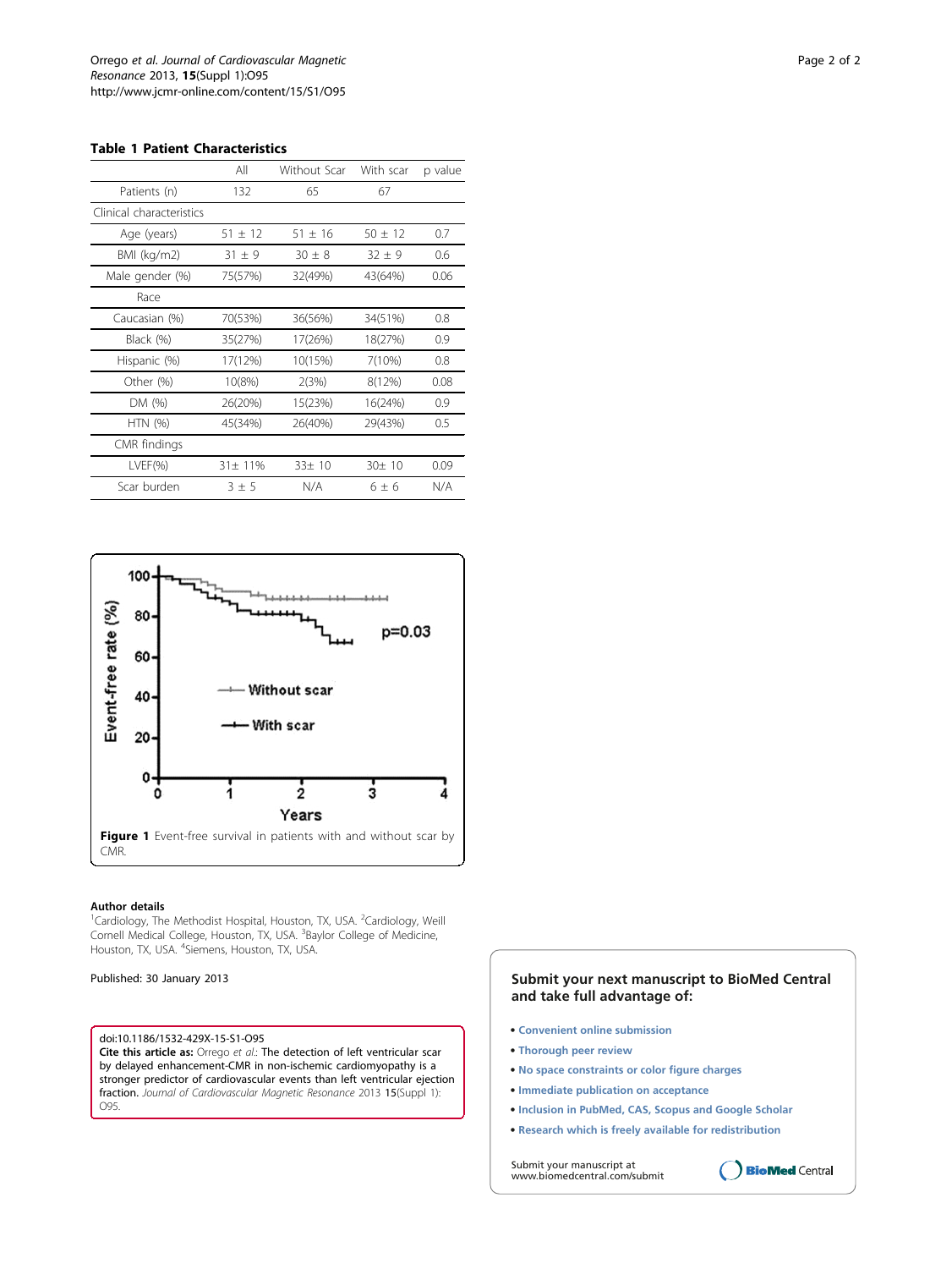**Table 1 Patient Characteristics**

| | All | Without Scar | With scar | p value |
|---|---|---|---|---|
| Patients (n) | 132 | 65 | 67 | |
| Clinical characteristics | | | | |
| Age (years) | 51 ± 12 | 51 ± 16 | 50 ± 12 | 0.7 |
| BMI (kg/m2) | 31 ± 9 | 30 ± 8 | 32 ± 9 | 0.6 |
| Male gender (%) | 75(57%) | 32(49%) | 43(64%) | 0.06 |
| Race | | | | |
| Caucasian (%) | 70(53%) | 36(56%) | 34(51%) | 0.8 |
| Black (%) | 35(27%) | 17(26%) | 18(27%) | 0.9 |
| Hispanic (%) | 17(12%) | 10(15%) | 7(10%) | 0.8 |
| Other (%) | 10(8%) | 2(3%) | 8(12%) | 0.08 |
| DM (%) | 26(20%) | 15(23%) | 16(24%) | 0.9 |
| HTN (%) | 45(34%) | 26(40%) | 29(43%) | 0.5 |
| CMR findings | | | | |
| LVEF(%) | 31± 11% | 33± 10 | 30± 10 | 0.09 |
| Scar burden | 3 ± 5 | N/A | 6 ± 6 | N/A |

Event-free rate (%)

100
80
60
40
20
0

0 1 2 3 4

Years

p=0.03

Without scar

With scar

**Figure 1** Event-free survival in patients with and without scar by CMR.

### Author details

[1]Cardiology, The Methodist Hospital, Houston, TX, USA. [2]Cardiology, Weill Cornell Medical College, Houston, TX, USA. [3]Baylor College of Medicine, Houston, TX, USA. [4]Siemens, Houston, TX, USA.

Published: 30 January 2013

doi:10.1186/1532-429X-15-S1-O95

**Cite this article as:** Orrego *et al.*: The detection of left ventricular scar by delayed enhancement-CMR in non-ischemic cardiomyopathy is a stronger predictor of cardiovascular events than left ventricular ejection fraction. *Journal of Cardiovascular Magnetic Resonance* 2013 **15**(Suppl 1): O95.

**Submit your next manuscript to BioMed Central and take full advantage of:**

- Convenient online submission
- Thorough peer review
- No space constraints or color figure charges
- Immediate publication on acceptance
- Inclusion in PubMed, CAS, Scopus and Google Scholar
- Research which is freely available for redistribution

Submit your manuscript at www.biomedcentral.com/submit

BioMed Central